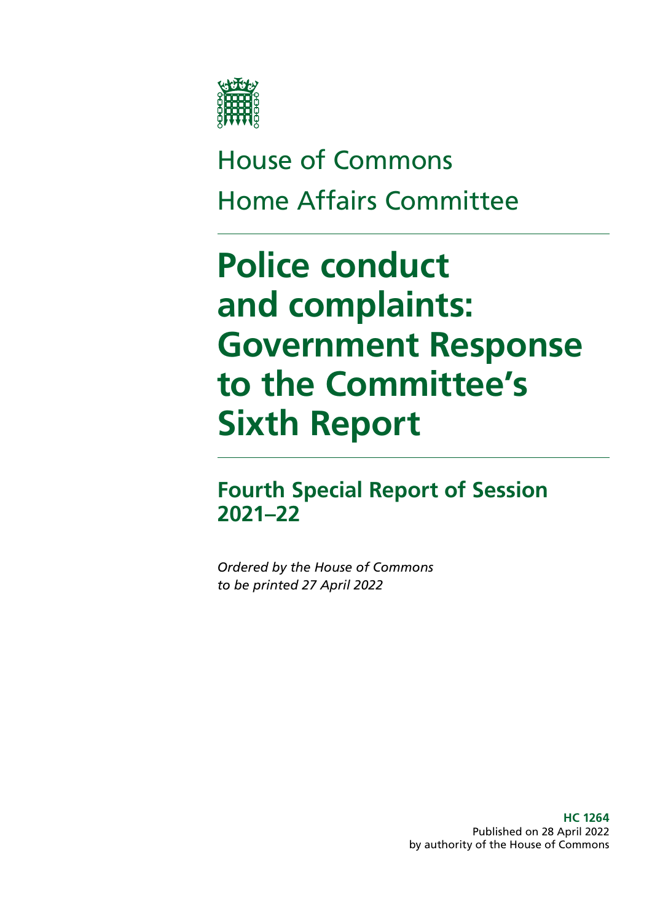House of Commons

Home Affairs Committee

# Police conduct and complaints: Government Response to the Committee's Sixth Report

## Fourth Special Report of Session 2021–22

*Ordered by the House of Commons to be printed 27 April 2022*

**HC 1264**
Published on 28 April 2022
by authority of the House of Commons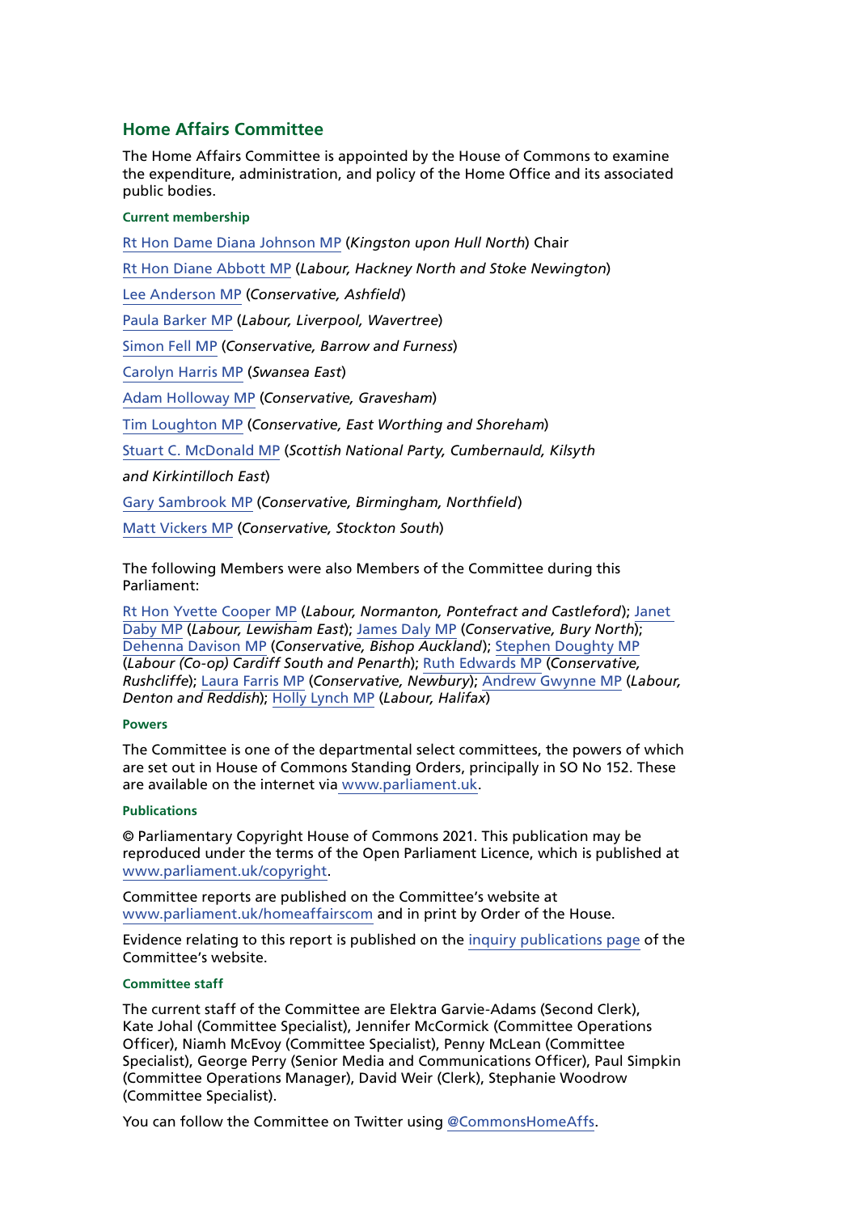## Home Affairs Committee

The Home Affairs Committee is appointed by the House of Commons to examine the expenditure, administration, and policy of the Home Office and its associated public bodies.

#### Current membership

Rt Hon Dame Diana Johnson MP (*Kingston upon Hull North*) Chair

Rt Hon Diane Abbott MP (*Labour, Hackney North and Stoke Newington*)

Lee Anderson MP (*Conservative, Ashfield*)

Paula Barker MP (*Labour, Liverpool, Wavertree*)

Simon Fell MP (*Conservative, Barrow and Furness*)

Carolyn Harris MP (*Swansea East*)

Adam Holloway MP (*Conservative, Gravesham*)

Tim Loughton MP (*Conservative, East Worthing and Shoreham*)

Stuart C. McDonald MP (*Scottish National Party, Cumbernauld, Kilsyth and Kirkintilloch East*)

Gary Sambrook MP (*Conservative, Birmingham, Northfield*)

Matt Vickers MP (*Conservative, Stockton South*)

The following Members were also Members of the Committee during this Parliament:

Rt Hon Yvette Cooper MP (*Labour, Normanton, Pontefract and Castleford*); Janet Daby MP (*Labour, Lewisham East*); James Daly MP (*Conservative, Bury North*); Dehenna Davison MP (*Conservative, Bishop Auckland*); Stephen Doughty MP (*Labour (Co-op) Cardiff South and Penarth*); Ruth Edwards MP (*Conservative, Rushcliffe*); Laura Farris MP (*Conservative, Newbury*); Andrew Gwynne MP (*Labour, Denton and Reddish*); Holly Lynch MP (*Labour, Halifax*)

#### Powers

The Committee is one of the departmental select committees, the powers of which are set out in House of Commons Standing Orders, principally in SO No 152. These are available on the internet via www.parliament.uk.

#### Publications

© Parliamentary Copyright House of Commons 2021. This publication may be reproduced under the terms of the Open Parliament Licence, which is published at www.parliament.uk/copyright.

Committee reports are published on the Committee's website at www.parliament.uk/homeaffairscom and in print by Order of the House.

Evidence relating to this report is published on the inquiry publications page of the Committee's website.

#### Committee staff

The current staff of the Committee are Elektra Garvie-Adams (Second Clerk), Kate Johal (Committee Specialist), Jennifer McCormick (Committee Operations Officer), Niamh McEvoy (Committee Specialist), Penny McLean (Committee Specialist), George Perry (Senior Media and Communications Officer), Paul Simpkin (Committee Operations Manager), David Weir (Clerk), Stephanie Woodrow (Committee Specialist).

You can follow the Committee on Twitter using @CommonsHomeAffs.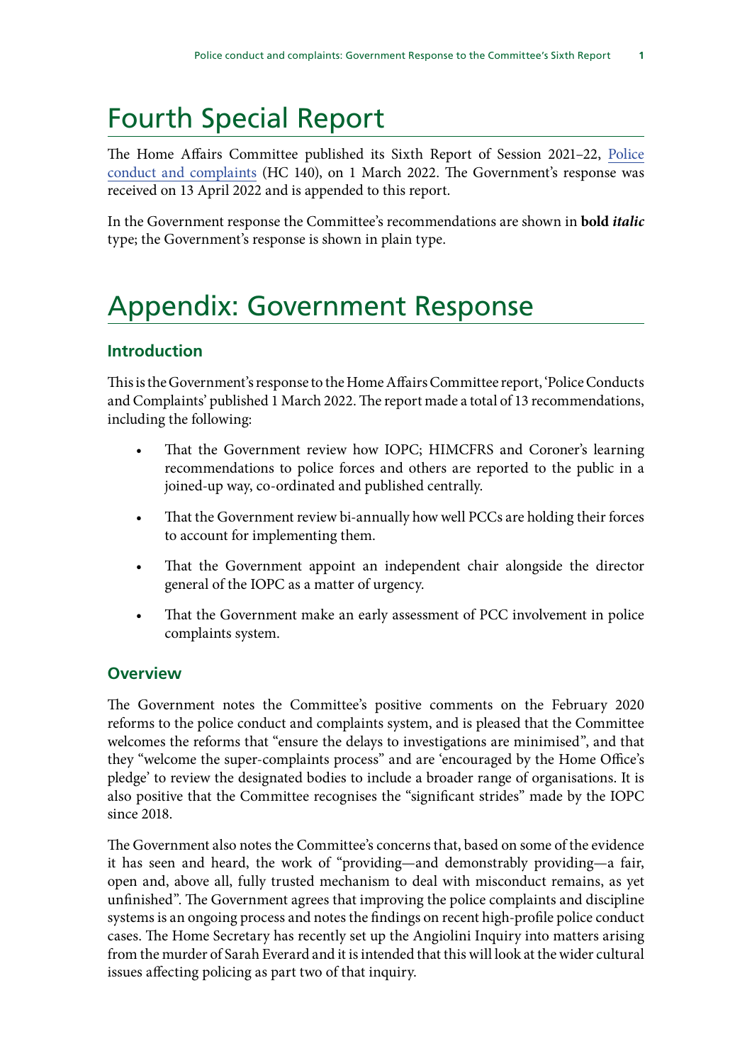# Fourth Special Report

The Home Affairs Committee published its Sixth Report of Session 2021–22, [Police conduct and complaints](#) (HC 140), on 1 March 2022. The Government's response was received on 13 April 2022 and is appended to this report.

In the Government response the Committee's recommendations are shown in **bold *italic*** type; the Government's response is shown in plain type.

# Appendix: Government Response

## Introduction

This is the Government's response to the Home Affairs Committee report, 'Police Conducts and Complaints' published 1 March 2022. The report made a total of 13 recommendations, including the following:

- That the Government review how IOPC; HIMCFRS and Coroner's learning recommendations to police forces and others are reported to the public in a joined-up way, co-ordinated and published centrally.
- That the Government review bi-annually how well PCCs are holding their forces to account for implementing them.
- That the Government appoint an independent chair alongside the director general of the IOPC as a matter of urgency.
- That the Government make an early assessment of PCC involvement in police complaints system.

## Overview

The Government notes the Committee's positive comments on the February 2020 reforms to the police conduct and complaints system, and is pleased that the Committee welcomes the reforms that "ensure the delays to investigations are minimised", and that they "welcome the super-complaints process" and are 'encouraged by the Home Office's pledge' to review the designated bodies to include a broader range of organisations. It is also positive that the Committee recognises the "significant strides" made by the IOPC since 2018.

The Government also notes the Committee's concerns that, based on some of the evidence it has seen and heard, the work of "providing—and demonstrably providing—a fair, open and, above all, fully trusted mechanism to deal with misconduct remains, as yet unfinished". The Government agrees that improving the police complaints and discipline systems is an ongoing process and notes the findings on recent high-profile police conduct cases. The Home Secretary has recently set up the Angiolini Inquiry into matters arising from the murder of Sarah Everard and it is intended that this will look at the wider cultural issues affecting policing as part two of that inquiry.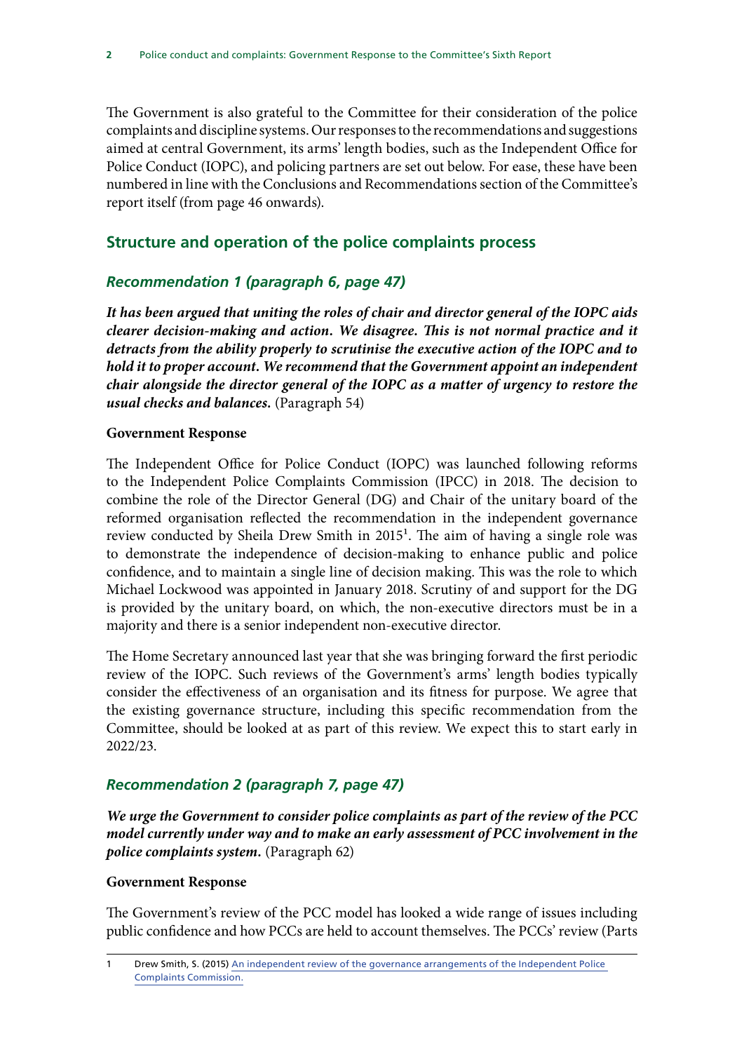The Government is also grateful to the Committee for their consideration of the police complaints and discipline systems. Our responses to the recommendations and suggestions aimed at central Government, its arms' length bodies, such as the Independent Office for Police Conduct (IOPC), and policing partners are set out below. For ease, these have been numbered in line with the Conclusions and Recommendations section of the Committee's report itself (from page 46 onwards).

## Structure and operation of the police complaints process

### *Recommendation 1 (paragraph 6, page 47)*

***It has been argued that uniting the roles of chair and director general of the IOPC aids clearer decision-making and action. We disagree. This is not normal practice and it detracts from the ability properly to scrutinise the executive action of the IOPC and to hold it to proper account. We recommend that the Government appoint an independent chair alongside the director general of the IOPC as a matter of urgency to restore the usual checks and balances.*** (Paragraph 54)

**Government Response**

The Independent Office for Police Conduct (IOPC) was launched following reforms to the Independent Police Complaints Commission (IPCC) in 2018. The decision to combine the role of the Director General (DG) and Chair of the unitary board of the reformed organisation reflected the recommendation in the independent governance review conducted by Sheila Drew Smith in 2015[1]. The aim of having a single role was to demonstrate the independence of decision-making to enhance public and police confidence, and to maintain a single line of decision making. This was the role to which Michael Lockwood was appointed in January 2018. Scrutiny of and support for the DG is provided by the unitary board, on which, the non-executive directors must be in a majority and there is a senior independent non-executive director.

The Home Secretary announced last year that she was bringing forward the first periodic review of the IOPC. Such reviews of the Government's arms' length bodies typically consider the effectiveness of an organisation and its fitness for purpose. We agree that the existing governance structure, including this specific recommendation from the Committee, should be looked at as part of this review. We expect this to start early in 2022/23.

### *Recommendation 2 (paragraph 7, page 47)*

***We urge the Government to consider police complaints as part of the review of the PCC model currently under way and to make an early assessment of PCC involvement in the police complaints system.*** (Paragraph 62)

**Government Response**

The Government's review of the PCC model has looked a wide range of issues including public confidence and how PCCs are held to account themselves. The PCCs' review (Parts

---

1 Drew Smith, S. (2015) An independent review of the governance arrangements of the Independent Police Complaints Commission.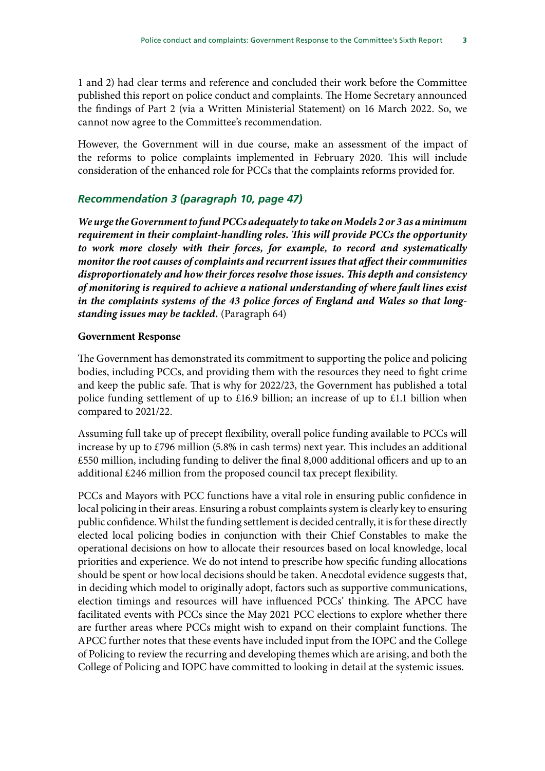1 and 2) had clear terms and reference and concluded their work before the Committee published this report on police conduct and complaints. The Home Secretary announced the findings of Part 2 (via a Written Ministerial Statement) on 16 March 2022. So, we cannot now agree to the Committee's recommendation.

However, the Government will in due course, make an assessment of the impact of the reforms to police complaints implemented in February 2020. This will include consideration of the enhanced role for PCCs that the complaints reforms provided for.

### *Recommendation 3 (paragraph 10, page 47)*

***We urge the Government to fund PCCs adequately to take on Models 2 or 3 as a minimum requirement in their complaint-handling roles. This will provide PCCs the opportunity to work more closely with their forces, for example, to record and systematically monitor the root causes of complaints and recurrent issues that affect their communities disproportionately and how their forces resolve those issues. This depth and consistency of monitoring is required to achieve a national understanding of where fault lines exist in the complaints systems of the 43 police forces of England and Wales so that long-standing issues may be tackled.*** (Paragraph 64)

**Government Response**

The Government has demonstrated its commitment to supporting the police and policing bodies, including PCCs, and providing them with the resources they need to fight crime and keep the public safe. That is why for 2022/23, the Government has published a total police funding settlement of up to £16.9 billion; an increase of up to £1.1 billion when compared to 2021/22.

Assuming full take up of precept flexibility, overall police funding available to PCCs will increase by up to £796 million (5.8% in cash terms) next year. This includes an additional £550 million, including funding to deliver the final 8,000 additional officers and up to an additional £246 million from the proposed council tax precept flexibility.

PCCs and Mayors with PCC functions have a vital role in ensuring public confidence in local policing in their areas. Ensuring a robust complaints system is clearly key to ensuring public confidence. Whilst the funding settlement is decided centrally, it is for these directly elected local policing bodies in conjunction with their Chief Constables to make the operational decisions on how to allocate their resources based on local knowledge, local priorities and experience. We do not intend to prescribe how specific funding allocations should be spent or how local decisions should be taken. Anecdotal evidence suggests that, in deciding which model to originally adopt, factors such as supportive communications, election timings and resources will have influenced PCCs' thinking. The APCC have facilitated events with PCCs since the May 2021 PCC elections to explore whether there are further areas where PCCs might wish to expand on their complaint functions. The APCC further notes that these events have included input from the IOPC and the College of Policing to review the recurring and developing themes which are arising, and both the College of Policing and IOPC have committed to looking in detail at the systemic issues.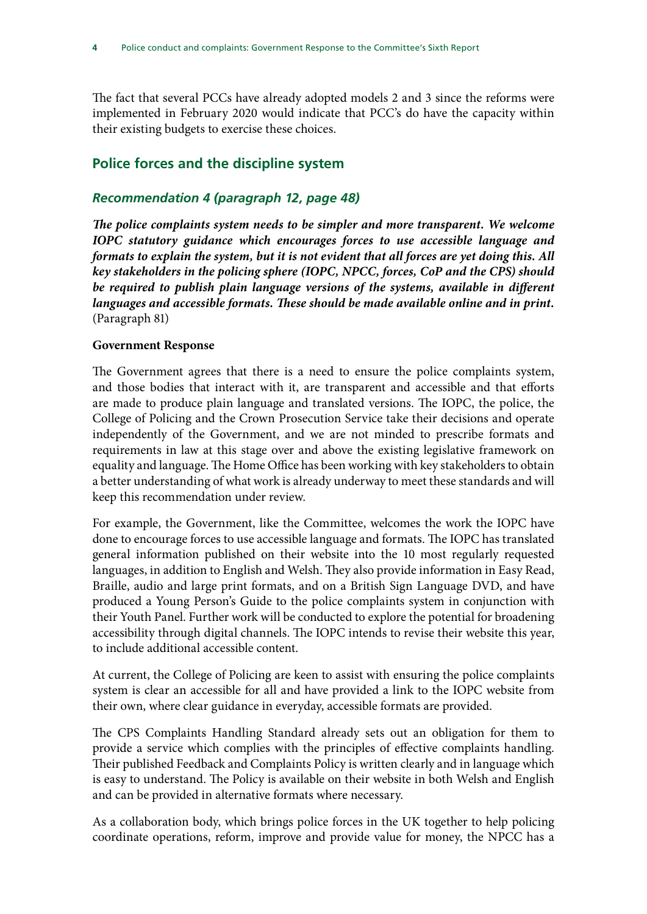The fact that several PCCs have already adopted models 2 and 3 since the reforms were implemented in February 2020 would indicate that PCC's do have the capacity within their existing budgets to exercise these choices.

## Police forces and the discipline system

### *Recommendation 4 (paragraph 12, page 48)*

***The police complaints system needs to be simpler and more transparent. We welcome IOPC statutory guidance which encourages forces to use accessible language and formats to explain the system, but it is not evident that all forces are yet doing this. All key stakeholders in the policing sphere (IOPC, NPCC, forces, CoP and the CPS) should be required to publish plain language versions of the systems, available in different languages and accessible formats. These should be made available online and in print.*** (Paragraph 81)

**Government Response**

The Government agrees that there is a need to ensure the police complaints system, and those bodies that interact with it, are transparent and accessible and that efforts are made to produce plain language and translated versions. The IOPC, the police, the College of Policing and the Crown Prosecution Service take their decisions and operate independently of the Government, and we are not minded to prescribe formats and requirements in law at this stage over and above the existing legislative framework on equality and language. The Home Office has been working with key stakeholders to obtain a better understanding of what work is already underway to meet these standards and will keep this recommendation under review.

For example, the Government, like the Committee, welcomes the work the IOPC have done to encourage forces to use accessible language and formats. The IOPC has translated general information published on their website into the 10 most regularly requested languages, in addition to English and Welsh. They also provide information in Easy Read, Braille, audio and large print formats, and on a British Sign Language DVD, and have produced a Young Person's Guide to the police complaints system in conjunction with their Youth Panel. Further work will be conducted to explore the potential for broadening accessibility through digital channels. The IOPC intends to revise their website this year, to include additional accessible content.

At current, the College of Policing are keen to assist with ensuring the police complaints system is clear an accessible for all and have provided a link to the IOPC website from their own, where clear guidance in everyday, accessible formats are provided.

The CPS Complaints Handling Standard already sets out an obligation for them to provide a service which complies with the principles of effective complaints handling. Their published Feedback and Complaints Policy is written clearly and in language which is easy to understand. The Policy is available on their website in both Welsh and English and can be provided in alternative formats where necessary.

As a collaboration body, which brings police forces in the UK together to help policing coordinate operations, reform, improve and provide value for money, the NPCC has a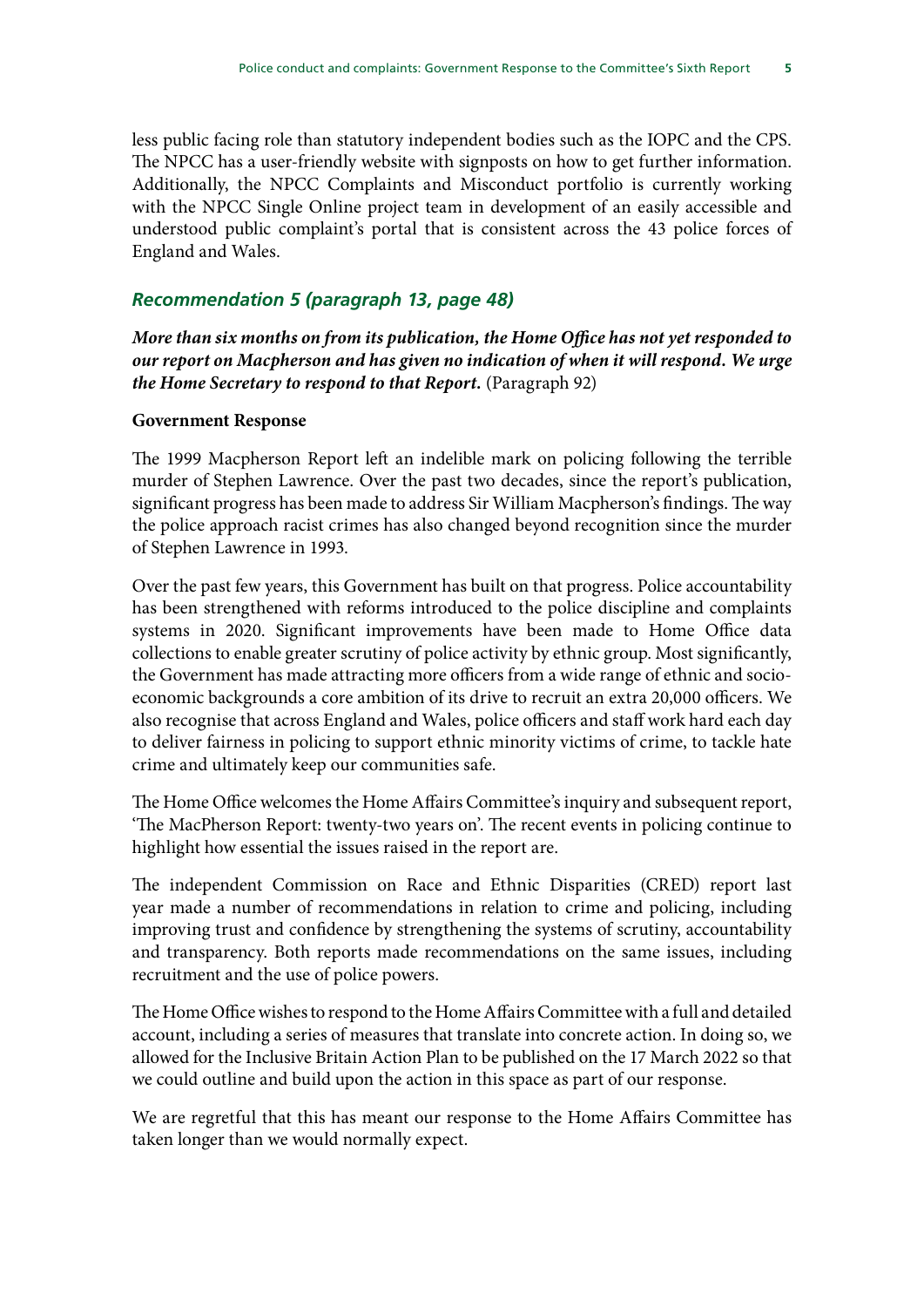less public facing role than statutory independent bodies such as the IOPC and the CPS. The NPCC has a user-friendly website with signposts on how to get further information. Additionally, the NPCC Complaints and Misconduct portfolio is currently working with the NPCC Single Online project team in development of an easily accessible and understood public complaint's portal that is consistent across the 43 police forces of England and Wales.

### *Recommendation 5 (paragraph 13, page 48)*

***More than six months on from its publication, the Home Office has not yet responded to our report on Macpherson and has given no indication of when it will respond. We urge the Home Secretary to respond to that Report.*** (Paragraph 92)

**Government Response**

The 1999 Macpherson Report left an indelible mark on policing following the terrible murder of Stephen Lawrence. Over the past two decades, since the report's publication, significant progress has been made to address Sir William Macpherson's findings. The way the police approach racist crimes has also changed beyond recognition since the murder of Stephen Lawrence in 1993.

Over the past few years, this Government has built on that progress. Police accountability has been strengthened with reforms introduced to the police discipline and complaints systems in 2020. Significant improvements have been made to Home Office data collections to enable greater scrutiny of police activity by ethnic group. Most significantly, the Government has made attracting more officers from a wide range of ethnic and socio-economic backgrounds a core ambition of its drive to recruit an extra 20,000 officers. We also recognise that across England and Wales, police officers and staff work hard each day to deliver fairness in policing to support ethnic minority victims of crime, to tackle hate crime and ultimately keep our communities safe.

The Home Office welcomes the Home Affairs Committee's inquiry and subsequent report, 'The MacPherson Report: twenty-two years on'. The recent events in policing continue to highlight how essential the issues raised in the report are.

The independent Commission on Race and Ethnic Disparities (CRED) report last year made a number of recommendations in relation to crime and policing, including improving trust and confidence by strengthening the systems of scrutiny, accountability and transparency. Both reports made recommendations on the same issues, including recruitment and the use of police powers.

The Home Office wishes to respond to the Home Affairs Committee with a full and detailed account, including a series of measures that translate into concrete action. In doing so, we allowed for the Inclusive Britain Action Plan to be published on the 17 March 2022 so that we could outline and build upon the action in this space as part of our response.

We are regretful that this has meant our response to the Home Affairs Committee has taken longer than we would normally expect.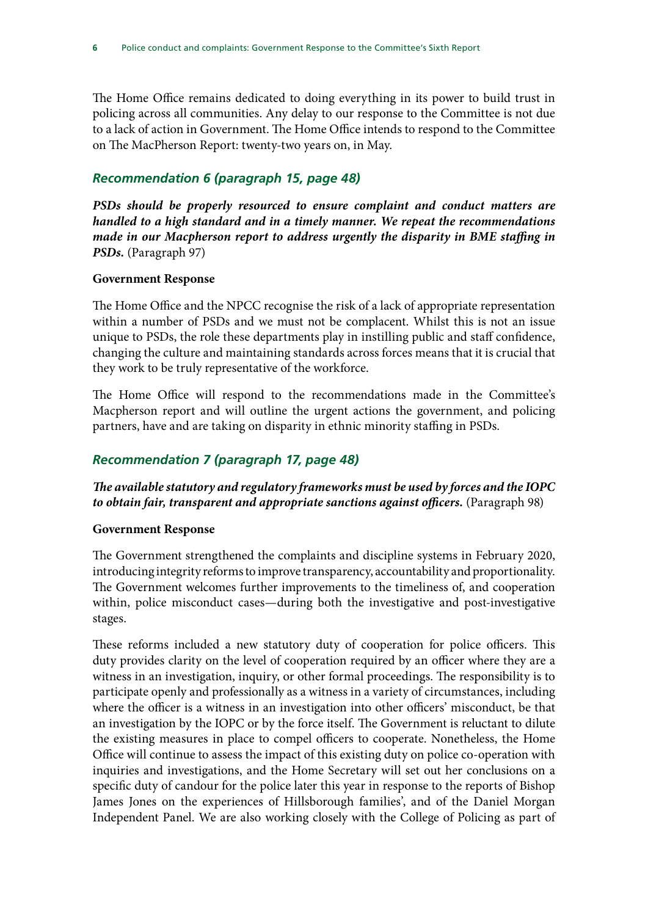The Home Office remains dedicated to doing everything in its power to build trust in policing across all communities. Any delay to our response to the Committee is not due to a lack of action in Government. The Home Office intends to respond to the Committee on The MacPherson Report: twenty-two years on, in May.

### *Recommendation 6 (paragraph 15, page 48)*

***PSDs should be properly resourced to ensure complaint and conduct matters are handled to a high standard and in a timely manner. We repeat the recommendations made in our Macpherson report to address urgently the disparity in BME staffing in PSDs.*** (Paragraph 97)

**Government Response**

The Home Office and the NPCC recognise the risk of a lack of appropriate representation within a number of PSDs and we must not be complacent. Whilst this is not an issue unique to PSDs, the role these departments play in instilling public and staff confidence, changing the culture and maintaining standards across forces means that it is crucial that they work to be truly representative of the workforce.

The Home Office will respond to the recommendations made in the Committee's Macpherson report and will outline the urgent actions the government, and policing partners, have and are taking on disparity in ethnic minority staffing in PSDs.

### *Recommendation 7 (paragraph 17, page 48)*

***The available statutory and regulatory frameworks must be used by forces and the IOPC to obtain fair, transparent and appropriate sanctions against officers.*** (Paragraph 98)

**Government Response**

The Government strengthened the complaints and discipline systems in February 2020, introducing integrity reforms to improve transparency, accountability and proportionality. The Government welcomes further improvements to the timeliness of, and cooperation within, police misconduct cases—during both the investigative and post-investigative stages.

These reforms included a new statutory duty of cooperation for police officers. This duty provides clarity on the level of cooperation required by an officer where they are a witness in an investigation, inquiry, or other formal proceedings. The responsibility is to participate openly and professionally as a witness in a variety of circumstances, including where the officer is a witness in an investigation into other officers' misconduct, be that an investigation by the IOPC or by the force itself. The Government is reluctant to dilute the existing measures in place to compel officers to cooperate. Nonetheless, the Home Office will continue to assess the impact of this existing duty on police co-operation with inquiries and investigations, and the Home Secretary will set out her conclusions on a specific duty of candour for the police later this year in response to the reports of Bishop James Jones on the experiences of Hillsborough families', and of the Daniel Morgan Independent Panel. We are also working closely with the College of Policing as part of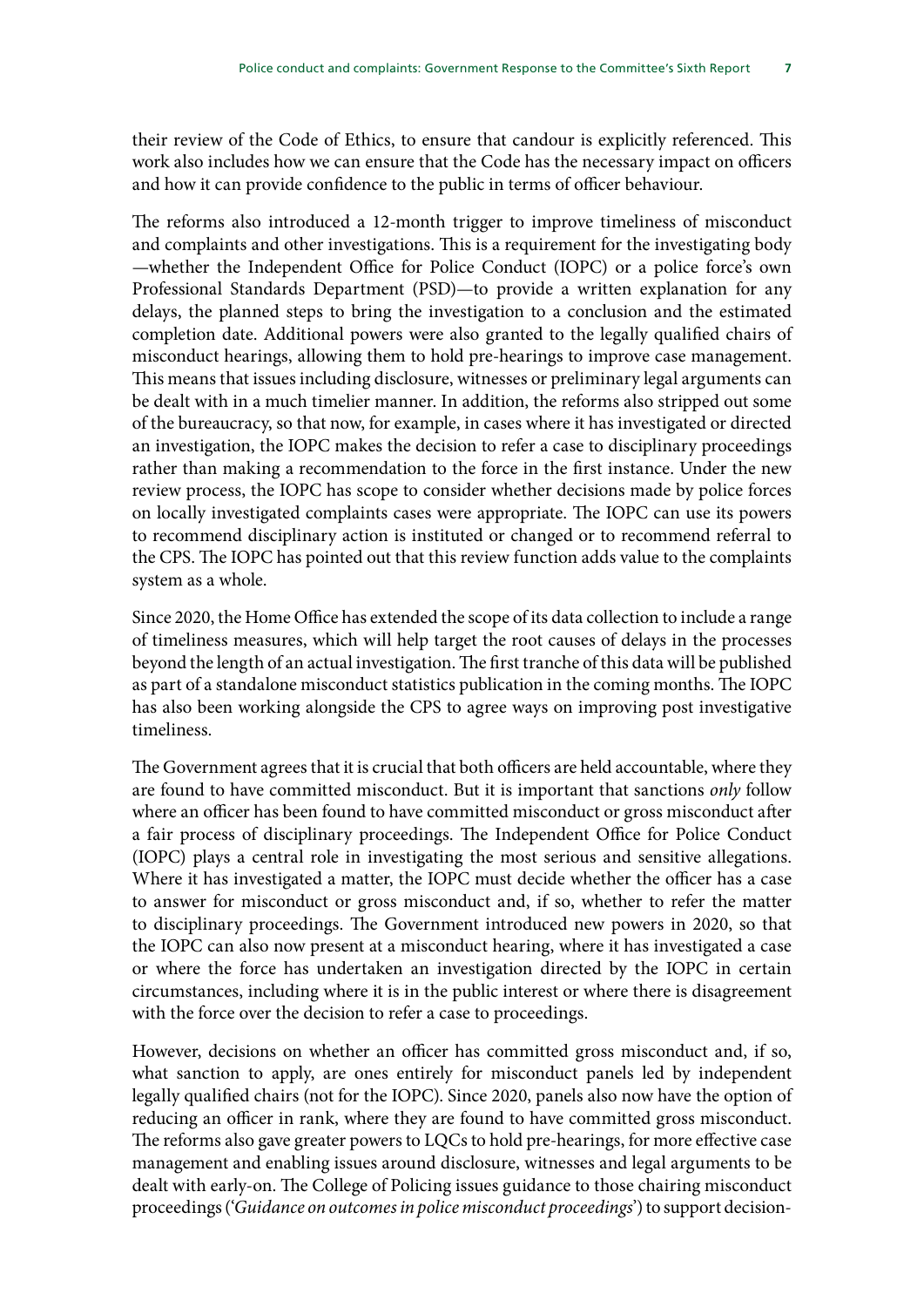their review of the Code of Ethics, to ensure that candour is explicitly referenced. This work also includes how we can ensure that the Code has the necessary impact on officers and how it can provide confidence to the public in terms of officer behaviour.

The reforms also introduced a 12-month trigger to improve timeliness of misconduct and complaints and other investigations. This is a requirement for the investigating body —whether the Independent Office for Police Conduct (IOPC) or a police force's own Professional Standards Department (PSD)—to provide a written explanation for any delays, the planned steps to bring the investigation to a conclusion and the estimated completion date. Additional powers were also granted to the legally qualified chairs of misconduct hearings, allowing them to hold pre-hearings to improve case management. This means that issues including disclosure, witnesses or preliminary legal arguments can be dealt with in a much timelier manner. In addition, the reforms also stripped out some of the bureaucracy, so that now, for example, in cases where it has investigated or directed an investigation, the IOPC makes the decision to refer a case to disciplinary proceedings rather than making a recommendation to the force in the first instance. Under the new review process, the IOPC has scope to consider whether decisions made by police forces on locally investigated complaints cases were appropriate. The IOPC can use its powers to recommend disciplinary action is instituted or changed or to recommend referral to the CPS. The IOPC has pointed out that this review function adds value to the complaints system as a whole.

Since 2020, the Home Office has extended the scope of its data collection to include a range of timeliness measures, which will help target the root causes of delays in the processes beyond the length of an actual investigation. The first tranche of this data will be published as part of a standalone misconduct statistics publication in the coming months. The IOPC has also been working alongside the CPS to agree ways on improving post investigative timeliness.

The Government agrees that it is crucial that both officers are held accountable, where they are found to have committed misconduct. But it is important that sanctions *only* follow where an officer has been found to have committed misconduct or gross misconduct after a fair process of disciplinary proceedings. The Independent Office for Police Conduct (IOPC) plays a central role in investigating the most serious and sensitive allegations. Where it has investigated a matter, the IOPC must decide whether the officer has a case to answer for misconduct or gross misconduct and, if so, whether to refer the matter to disciplinary proceedings. The Government introduced new powers in 2020, so that the IOPC can also now present at a misconduct hearing, where it has investigated a case or where the force has undertaken an investigation directed by the IOPC in certain circumstances, including where it is in the public interest or where there is disagreement with the force over the decision to refer a case to proceedings.

However, decisions on whether an officer has committed gross misconduct and, if so, what sanction to apply, are ones entirely for misconduct panels led by independent legally qualified chairs (not for the IOPC). Since 2020, panels also now have the option of reducing an officer in rank, where they are found to have committed gross misconduct. The reforms also gave greater powers to LQCs to hold pre-hearings, for more effective case management and enabling issues around disclosure, witnesses and legal arguments to be dealt with early-on. The College of Policing issues guidance to those chairing misconduct proceedings ('*Guidance on outcomes in police misconduct proceedings*') to support decision-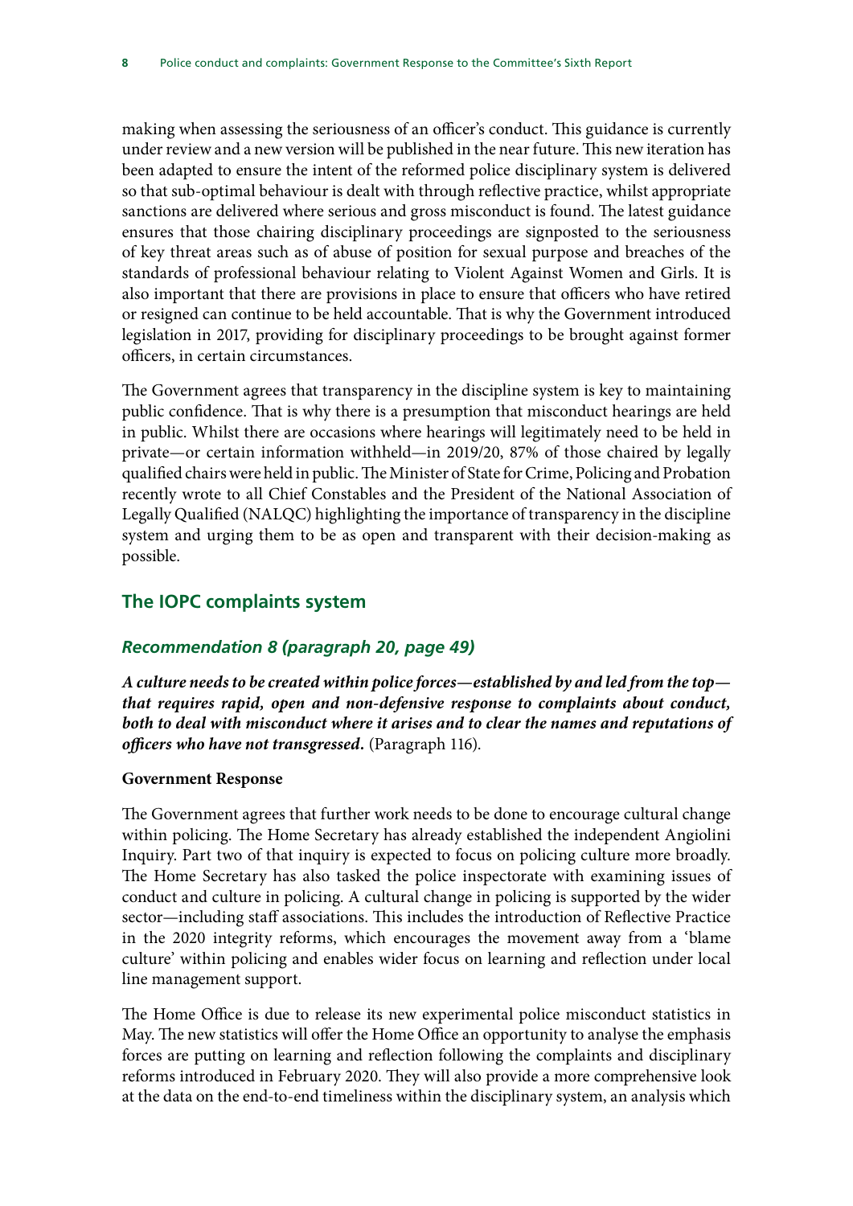making when assessing the seriousness of an officer's conduct. This guidance is currently under review and a new version will be published in the near future. This new iteration has been adapted to ensure the intent of the reformed police disciplinary system is delivered so that sub-optimal behaviour is dealt with through reflective practice, whilst appropriate sanctions are delivered where serious and gross misconduct is found. The latest guidance ensures that those chairing disciplinary proceedings are signposted to the seriousness of key threat areas such as of abuse of position for sexual purpose and breaches of the standards of professional behaviour relating to Violent Against Women and Girls. It is also important that there are provisions in place to ensure that officers who have retired or resigned can continue to be held accountable. That is why the Government introduced legislation in 2017, providing for disciplinary proceedings to be brought against former officers, in certain circumstances.

The Government agrees that transparency in the discipline system is key to maintaining public confidence. That is why there is a presumption that misconduct hearings are held in public. Whilst there are occasions where hearings will legitimately need to be held in private—or certain information withheld—in 2019/20, 87% of those chaired by legally qualified chairs were held in public. The Minister of State for Crime, Policing and Probation recently wrote to all Chief Constables and the President of the National Association of Legally Qualified (NALQC) highlighting the importance of transparency in the discipline system and urging them to be as open and transparent with their decision-making as possible.

## The IOPC complaints system

### *Recommendation 8 (paragraph 20, page 49)*

***A culture needs to be created within police forces—established by and led from the top—that requires rapid, open and non-defensive response to complaints about conduct, both to deal with misconduct where it arises and to clear the names and reputations of officers who have not transgressed.*** (Paragraph 116).

**Government Response**

The Government agrees that further work needs to be done to encourage cultural change within policing. The Home Secretary has already established the independent Angiolini Inquiry. Part two of that inquiry is expected to focus on policing culture more broadly. The Home Secretary has also tasked the police inspectorate with examining issues of conduct and culture in policing. A cultural change in policing is supported by the wider sector—including staff associations. This includes the introduction of Reflective Practice in the 2020 integrity reforms, which encourages the movement away from a 'blame culture' within policing and enables wider focus on learning and reflection under local line management support.

The Home Office is due to release its new experimental police misconduct statistics in May. The new statistics will offer the Home Office an opportunity to analyse the emphasis forces are putting on learning and reflection following the complaints and disciplinary reforms introduced in February 2020. They will also provide a more comprehensive look at the data on the end-to-end timeliness within the disciplinary system, an analysis which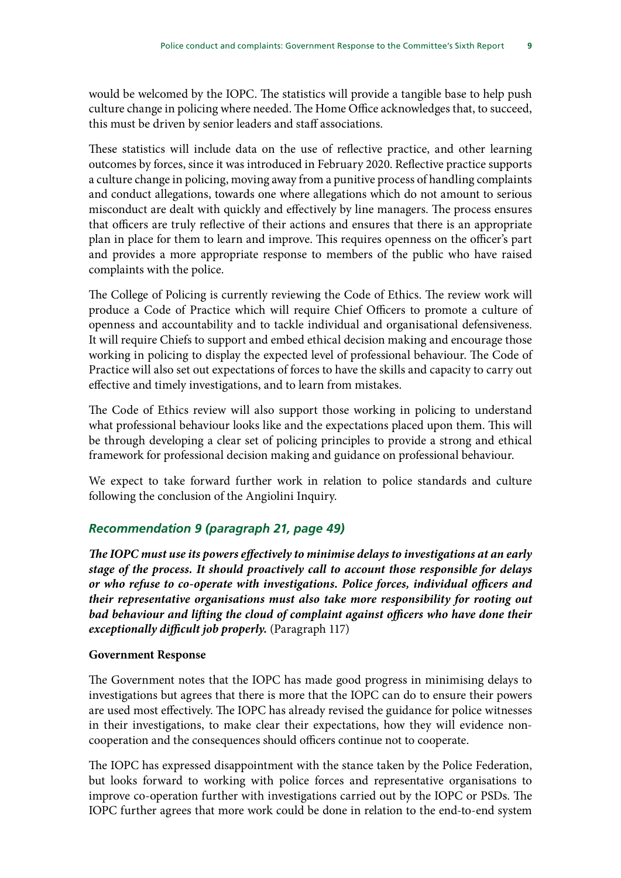would be welcomed by the IOPC. The statistics will provide a tangible base to help push culture change in policing where needed. The Home Office acknowledges that, to succeed, this must be driven by senior leaders and staff associations.

These statistics will include data on the use of reflective practice, and other learning outcomes by forces, since it was introduced in February 2020. Reflective practice supports a culture change in policing, moving away from a punitive process of handling complaints and conduct allegations, towards one where allegations which do not amount to serious misconduct are dealt with quickly and effectively by line managers. The process ensures that officers are truly reflective of their actions and ensures that there is an appropriate plan in place for them to learn and improve. This requires openness on the officer's part and provides a more appropriate response to members of the public who have raised complaints with the police.

The College of Policing is currently reviewing the Code of Ethics. The review work will produce a Code of Practice which will require Chief Officers to promote a culture of openness and accountability and to tackle individual and organisational defensiveness. It will require Chiefs to support and embed ethical decision making and encourage those working in policing to display the expected level of professional behaviour. The Code of Practice will also set out expectations of forces to have the skills and capacity to carry out effective and timely investigations, and to learn from mistakes.

The Code of Ethics review will also support those working in policing to understand what professional behaviour looks like and the expectations placed upon them. This will be through developing a clear set of policing principles to provide a strong and ethical framework for professional decision making and guidance on professional behaviour.

We expect to take forward further work in relation to police standards and culture following the conclusion of the Angiolini Inquiry.

### *Recommendation 9 (paragraph 21, page 49)*

***The IOPC must use its powers effectively to minimise delays to investigations at an early stage of the process. It should proactively call to account those responsible for delays or who refuse to co-operate with investigations. Police forces, individual officers and their representative organisations must also take more responsibility for rooting out bad behaviour and lifting the cloud of complaint against officers who have done their exceptionally difficult job properly.*** (Paragraph 117)

**Government Response**

The Government notes that the IOPC has made good progress in minimising delays to investigations but agrees that there is more that the IOPC can do to ensure their powers are used most effectively. The IOPC has already revised the guidance for police witnesses in their investigations, to make clear their expectations, how they will evidence non-cooperation and the consequences should officers continue not to cooperate.

The IOPC has expressed disappointment with the stance taken by the Police Federation, but looks forward to working with police forces and representative organisations to improve co-operation further with investigations carried out by the IOPC or PSDs. The IOPC further agrees that more work could be done in relation to the end-to-end system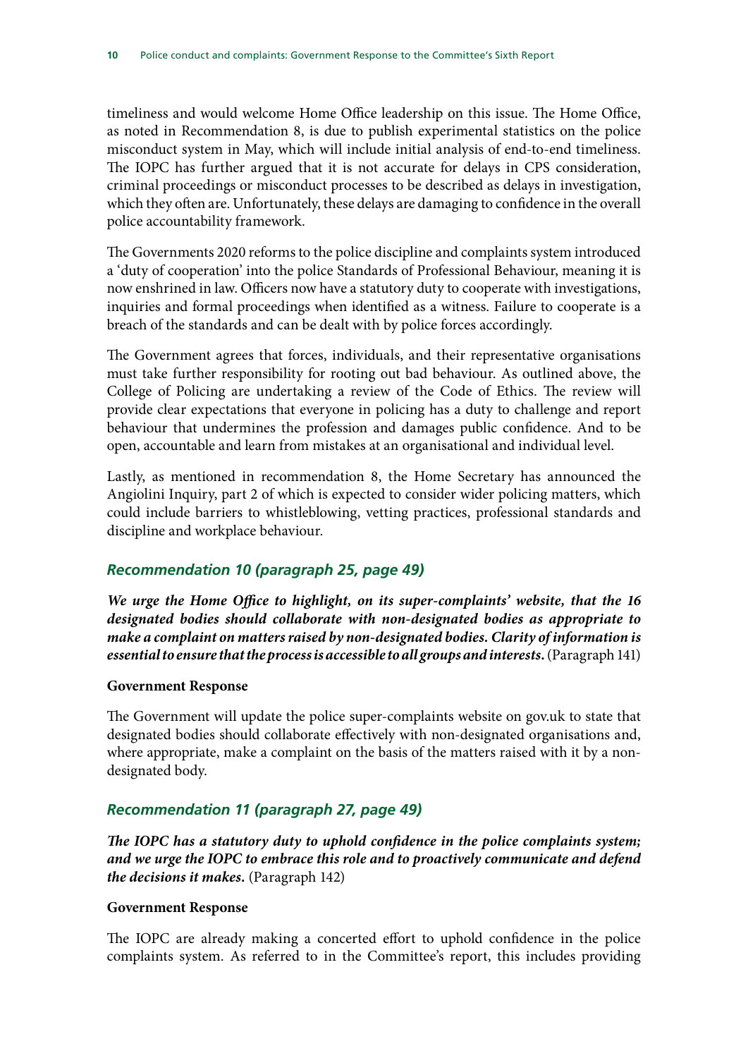timeliness and would welcome Home Office leadership on this issue. The Home Office, as noted in Recommendation 8, is due to publish experimental statistics on the police misconduct system in May, which will include initial analysis of end-to-end timeliness. The IOPC has further argued that it is not accurate for delays in CPS consideration, criminal proceedings or misconduct processes to be described as delays in investigation, which they often are. Unfortunately, these delays are damaging to confidence in the overall police accountability framework.

The Governments 2020 reforms to the police discipline and complaints system introduced a 'duty of cooperation' into the police Standards of Professional Behaviour, meaning it is now enshrined in law. Officers now have a statutory duty to cooperate with investigations, inquiries and formal proceedings when identified as a witness. Failure to cooperate is a breach of the standards and can be dealt with by police forces accordingly.

The Government agrees that forces, individuals, and their representative organisations must take further responsibility for rooting out bad behaviour. As outlined above, the College of Policing are undertaking a review of the Code of Ethics. The review will provide clear expectations that everyone in policing has a duty to challenge and report behaviour that undermines the profession and damages public confidence. And to be open, accountable and learn from mistakes at an organisational and individual level.

Lastly, as mentioned in recommendation 8, the Home Secretary has announced the Angiolini Inquiry, part 2 of which is expected to consider wider policing matters, which could include barriers to whistleblowing, vetting practices, professional standards and discipline and workplace behaviour.

### *Recommendation 10 (paragraph 25, page 49)*

***We urge the Home Office to highlight, on its super-complaints' website, that the 16 designated bodies should collaborate with non-designated bodies as appropriate to make a complaint on matters raised by non-designated bodies. Clarity of information is essential to ensure that the process is accessible to all groups and interests.*** (Paragraph 141)

**Government Response**

The Government will update the police super-complaints website on gov.uk to state that designated bodies should collaborate effectively with non-designated organisations and, where appropriate, make a complaint on the basis of the matters raised with it by a non-designated body.

### *Recommendation 11 (paragraph 27, page 49)*

***The IOPC has a statutory duty to uphold confidence in the police complaints system; and we urge the IOPC to embrace this role and to proactively communicate and defend the decisions it makes.*** (Paragraph 142)

**Government Response**

The IOPC are already making a concerted effort to uphold confidence in the police complaints system. As referred to in the Committee's report, this includes providing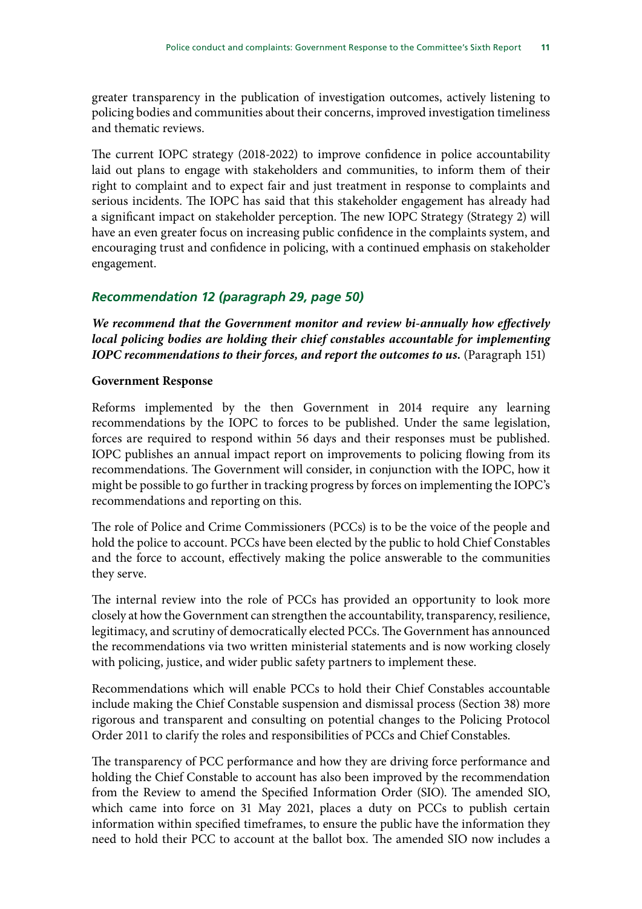greater transparency in the publication of investigation outcomes, actively listening to policing bodies and communities about their concerns, improved investigation timeliness and thematic reviews.

The current IOPC strategy (2018-2022) to improve confidence in police accountability laid out plans to engage with stakeholders and communities, to inform them of their right to complaint and to expect fair and just treatment in response to complaints and serious incidents. The IOPC has said that this stakeholder engagement has already had a significant impact on stakeholder perception. The new IOPC Strategy (Strategy 2) will have an even greater focus on increasing public confidence in the complaints system, and encouraging trust and confidence in policing, with a continued emphasis on stakeholder engagement.

### *Recommendation 12 (paragraph 29, page 50)*

***We recommend that the Government monitor and review bi-annually how effectively local policing bodies are holding their chief constables accountable for implementing IOPC recommendations to their forces, and report the outcomes to us.*** (Paragraph 151)

**Government Response**

Reforms implemented by the then Government in 2014 require any learning recommendations by the IOPC to forces to be published. Under the same legislation, forces are required to respond within 56 days and their responses must be published. IOPC publishes an annual impact report on improvements to policing flowing from its recommendations. The Government will consider, in conjunction with the IOPC, how it might be possible to go further in tracking progress by forces on implementing the IOPC's recommendations and reporting on this.

The role of Police and Crime Commissioners (PCCs) is to be the voice of the people and hold the police to account. PCCs have been elected by the public to hold Chief Constables and the force to account, effectively making the police answerable to the communities they serve.

The internal review into the role of PCCs has provided an opportunity to look more closely at how the Government can strengthen the accountability, transparency, resilience, legitimacy, and scrutiny of democratically elected PCCs. The Government has announced the recommendations via two written ministerial statements and is now working closely with policing, justice, and wider public safety partners to implement these.

Recommendations which will enable PCCs to hold their Chief Constables accountable include making the Chief Constable suspension and dismissal process (Section 38) more rigorous and transparent and consulting on potential changes to the Policing Protocol Order 2011 to clarify the roles and responsibilities of PCCs and Chief Constables.

The transparency of PCC performance and how they are driving force performance and holding the Chief Constable to account has also been improved by the recommendation from the Review to amend the Specified Information Order (SIO). The amended SIO, which came into force on 31 May 2021, places a duty on PCCs to publish certain information within specified timeframes, to ensure the public have the information they need to hold their PCC to account at the ballot box. The amended SIO now includes a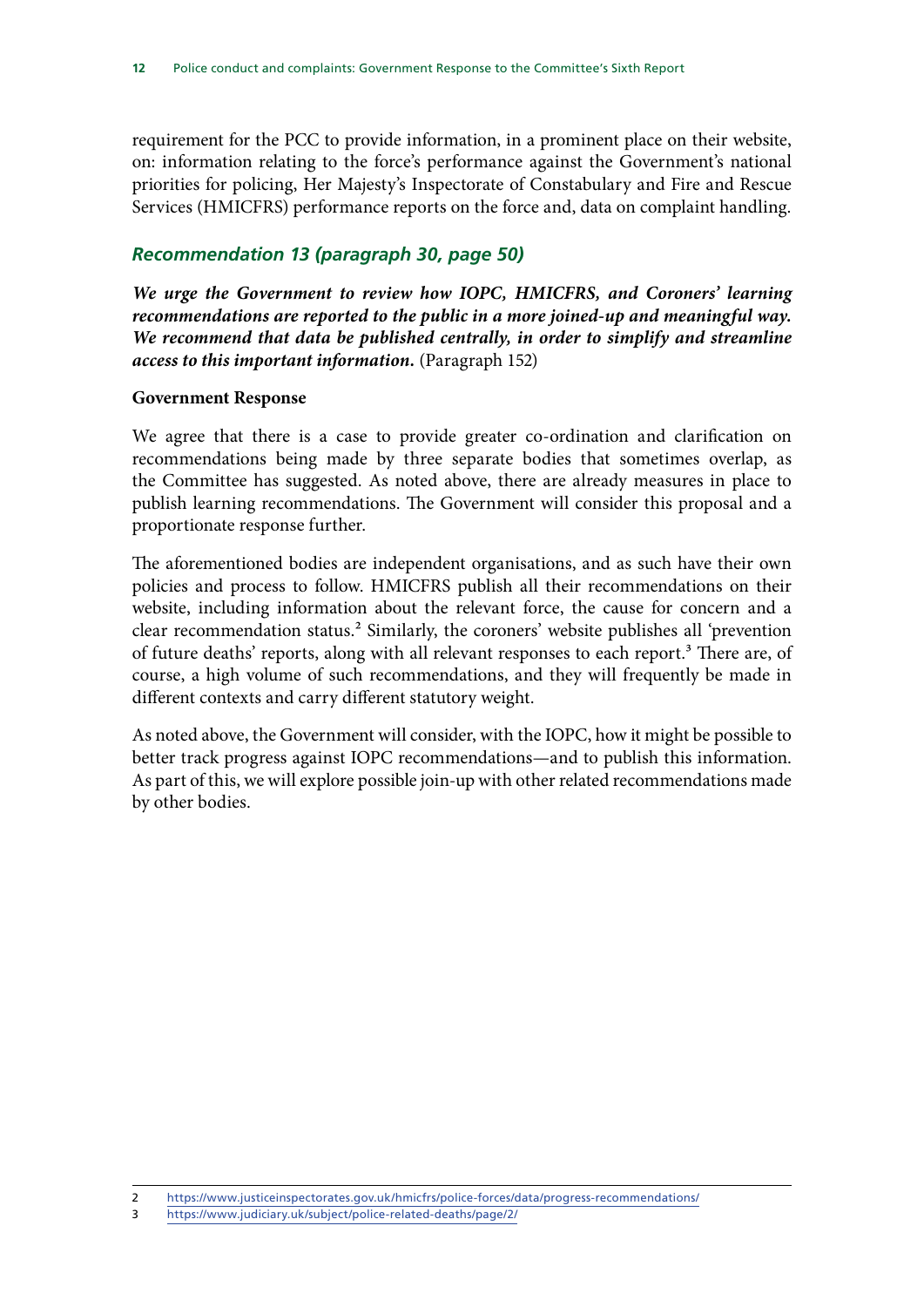requirement for the PCC to provide information, in a prominent place on their website, on: information relating to the force's performance against the Government's national priorities for policing, Her Majesty's Inspectorate of Constabulary and Fire and Rescue Services (HMICFRS) performance reports on the force and, data on complaint handling.

### *Recommendation 13 (paragraph 30, page 50)*

***We urge the Government to review how IOPC, HMICFRS, and Coroners' learning recommendations are reported to the public in a more joined-up and meaningful way. We recommend that data be published centrally, in order to simplify and streamline access to this important information.*** (Paragraph 152)

**Government Response**

We agree that there is a case to provide greater co-ordination and clarification on recommendations being made by three separate bodies that sometimes overlap, as the Committee has suggested. As noted above, there are already measures in place to publish learning recommendations. The Government will consider this proposal and a proportionate response further.

The aforementioned bodies are independent organisations, and as such have their own policies and process to follow. HMICFRS publish all their recommendations on their website, including information about the relevant force, the cause for concern and a clear recommendation status.[2] Similarly, the coroners' website publishes all 'prevention of future deaths' reports, along with all relevant responses to each report.[3] There are, of course, a high volume of such recommendations, and they will frequently be made in different contexts and carry different statutory weight.

As noted above, the Government will consider, with the IOPC, how it might be possible to better track progress against IOPC recommendations—and to publish this information. As part of this, we will explore possible join-up with other related recommendations made by other bodies.

2 https://www.justiceinspectorates.gov.uk/hmicfrs/police-forces/data/progress-recommendations/

3 https://www.judiciary.uk/subject/police-related-deaths/page/2/